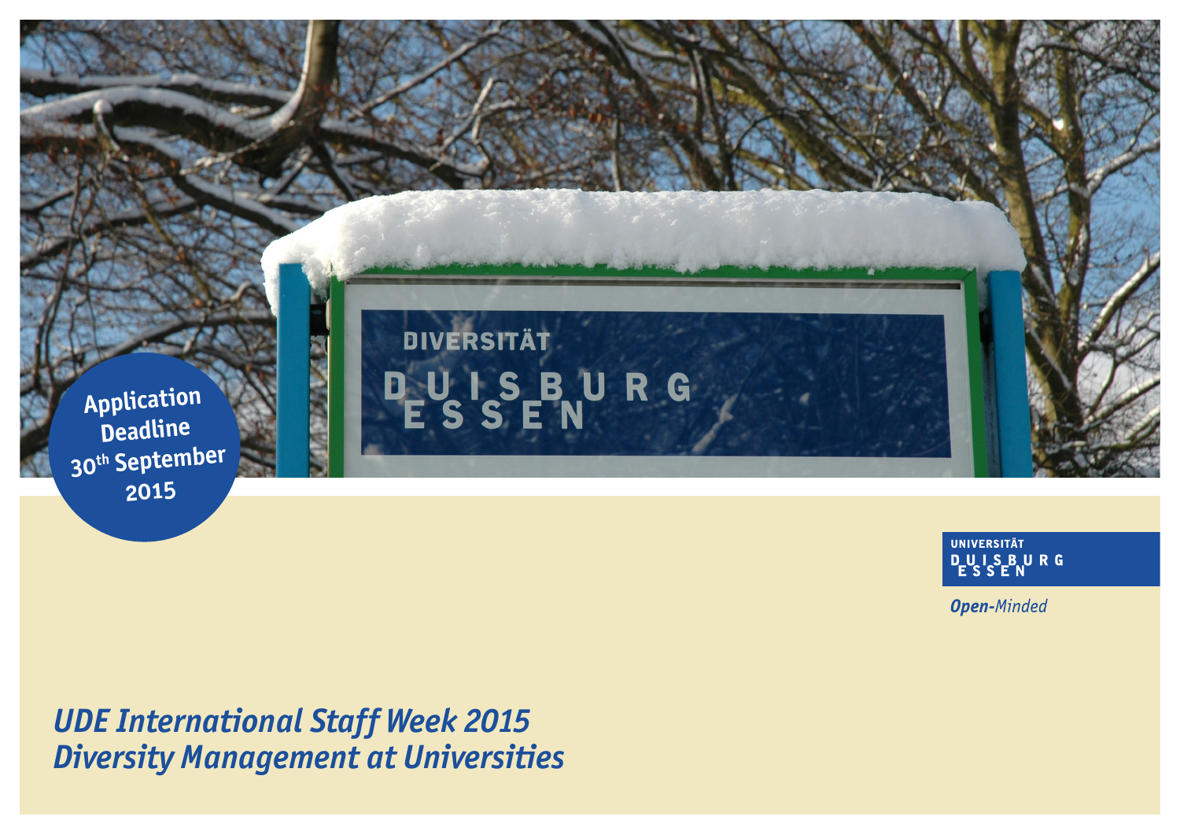Application Deadline 30th September 2015

UNIVERSITÄT DUISBURG ESSEN

*Open-Minded*

# *UDE International Staff Week 2015*
# *Diversity Management at Universities*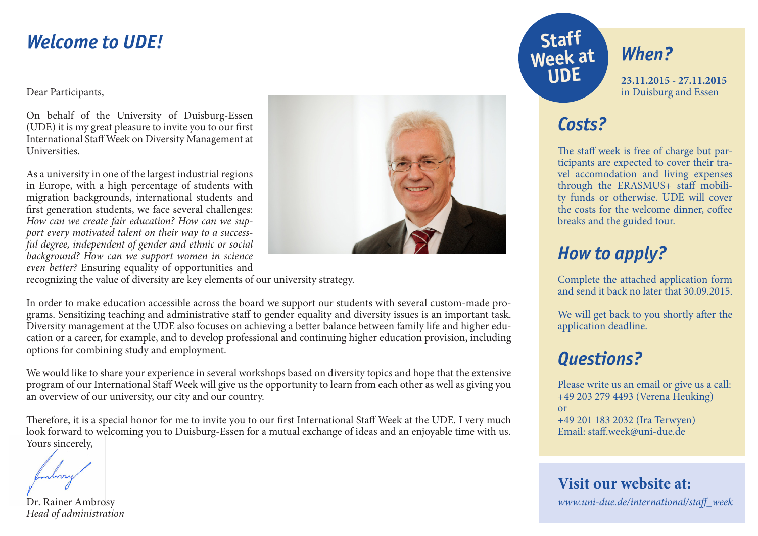# Welcome to UDE!

Dear Participants,

On behalf of the University of Duisburg-Essen (UDE) it is my great pleasure to invite you to our first International Staff Week on Diversity Management at Universities.

As a university in one of the largest industrial regions in Europe, with a high percentage of students with migration backgrounds, international students and first generation students, we face several challenges: *How can we create fair education? How can we support every motivated talent on their way to a successful degree, independent of gender and ethnic or social background? How can we support women in science even better?* Ensuring equality of opportunities and recognizing the value of diversity are key elements of our university strategy.

In order to make education accessible across the board we support our students with several custom-made programs. Sensitizing teaching and administrative staff to gender equality and diversity issues is an important task. Diversity management at the UDE also focuses on achieving a better balance between family life and higher education or a career, for example, and to develop professional and continuing higher education provision, including options for combining study and employment.

We would like to share your experience in several workshops based on diversity topics and hope that the extensive program of our International Staff Week will give us the opportunity to learn from each other as well as giving you an overview of our university, our city and our country.

Therefore, it is a special honor for me to invite you to our first International Staff Week at the UDE. I very much look forward to welcoming you to Duisburg-Essen for a mutual exchange of ideas and an enjoyable time with us.
Yours sincerely,

Dr. Rainer Ambrosy
*Head of administration*

**Staff Week at UDE**

## When?

**23.11.2015 - 27.11.2015**
in Duisburg and Essen

## Costs?

The staff week is free of charge but participants are expected to cover their travel accomodation and living expenses through the ERASMUS+ staff mobility funds or otherwise. UDE will cover the costs for the welcome dinner, coffee breaks and the guided tour.

## How to apply?

Complete the attached application form and send it back no later that 30.09.2015.

We will get back to you shortly after the application deadline.

## Questions?

Please write us an email or give us a call:
+49 203 279 4493 (Verena Heuking)
or
+49 201 183 2032 (Ira Terwyen)
Email: staff.week@uni-due.de

**Visit our website at:**
*www.uni-due.de/international/staff_week*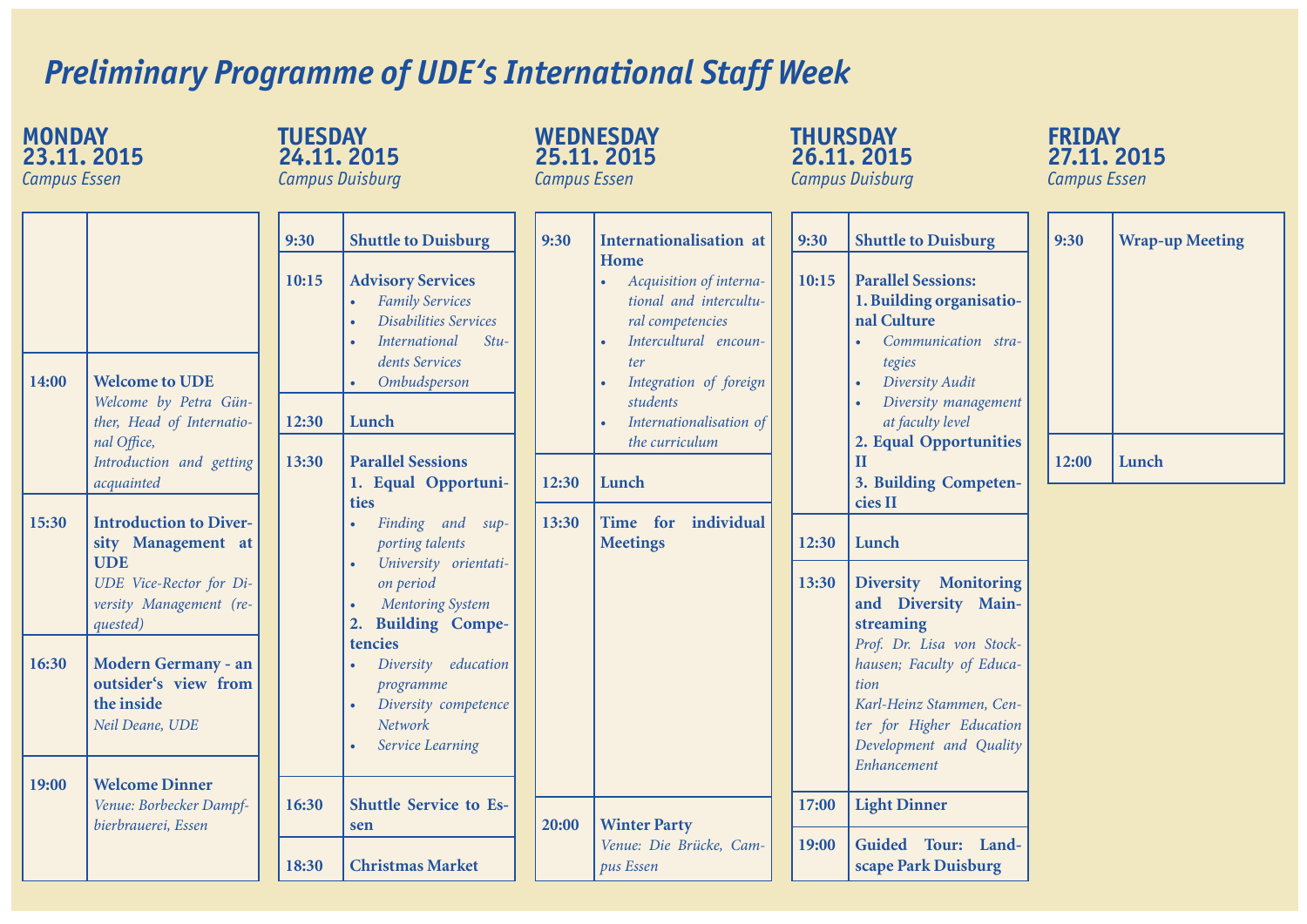# Preliminary Programme of UDE's International Staff Week

## MONDAY 23.11. 2015
*Campus Essen*

**14:00 Welcome to UDE**
*Welcome by Petra Günther, Head of International Office,*
*Introduction and getting acquainted*

**15:30 Introduction to Diversity Management at UDE**
*UDE Vice-Rector for Diversity Management (requested)*

**16:30 Modern Germany - an outsider's view from the inside**
*Neil Deane, UDE*

**19:00 Welcome Dinner**
*Venue: Borbecker Dampfbierbrauerei, Essen*

## TUESDAY 24.11. 2015
*Campus Duisburg*

**9:30 Shuttle to Duisburg**

**10:15 Advisory Services**
- *Family Services*
- *Disabilities Services*
- *International Students Services*
- *Ombudsperson*

**12:30 Lunch**

**13:30 Parallel Sessions**

**1. Equal Opportunities**
- *Finding and supporting talents*
- *University orientation period*
- *Mentoring System*

**2. Building Competencies**
- *Diversity education programme*
- *Diversity competence Network*
- *Service Learning*

**16:30 Shuttle Service to Essen**

**18:30 Christmas Market**

## WEDNESDAY 25.11. 2015
*Campus Essen*

**9:30 Internationalisation at Home**
- *Acquisition of international and intercultural competencies*
- *Intercultural encounter*
- *Integration of foreign students*
- *Internationalisation of the curriculum*

**12:30 Lunch**

**13:30 Time for individual Meetings**

**20:00 Winter Party**
*Venue: Die Brücke, Campus Essen*

## THURSDAY 26.11. 2015
*Campus Duisburg*

**9:30 Shuttle to Duisburg**

**10:15 Parallel Sessions:**

**1. Building organisational Culture**
- *Communication strategies*
- *Diversity Audit*
- *Diversity management at faculty level*

**2. Equal Opportunities II**

**3. Building Competencies II**

**12:30 Lunch**

**13:30 Diversity Monitoring and Diversity Mainstreaming**
*Prof. Dr. Lisa von Stockhausen; Faculty of Education*
*Karl-Heinz Stammen, Center for Higher Education Development and Quality Enhancement*

**17:00 Light Dinner**

**19:00 Guided Tour: Landscape Park Duisburg**

## FRIDAY 27.11. 2015
*Campus Essen*

**9:30 Wrap-up Meeting**

**12:00 Lunch**